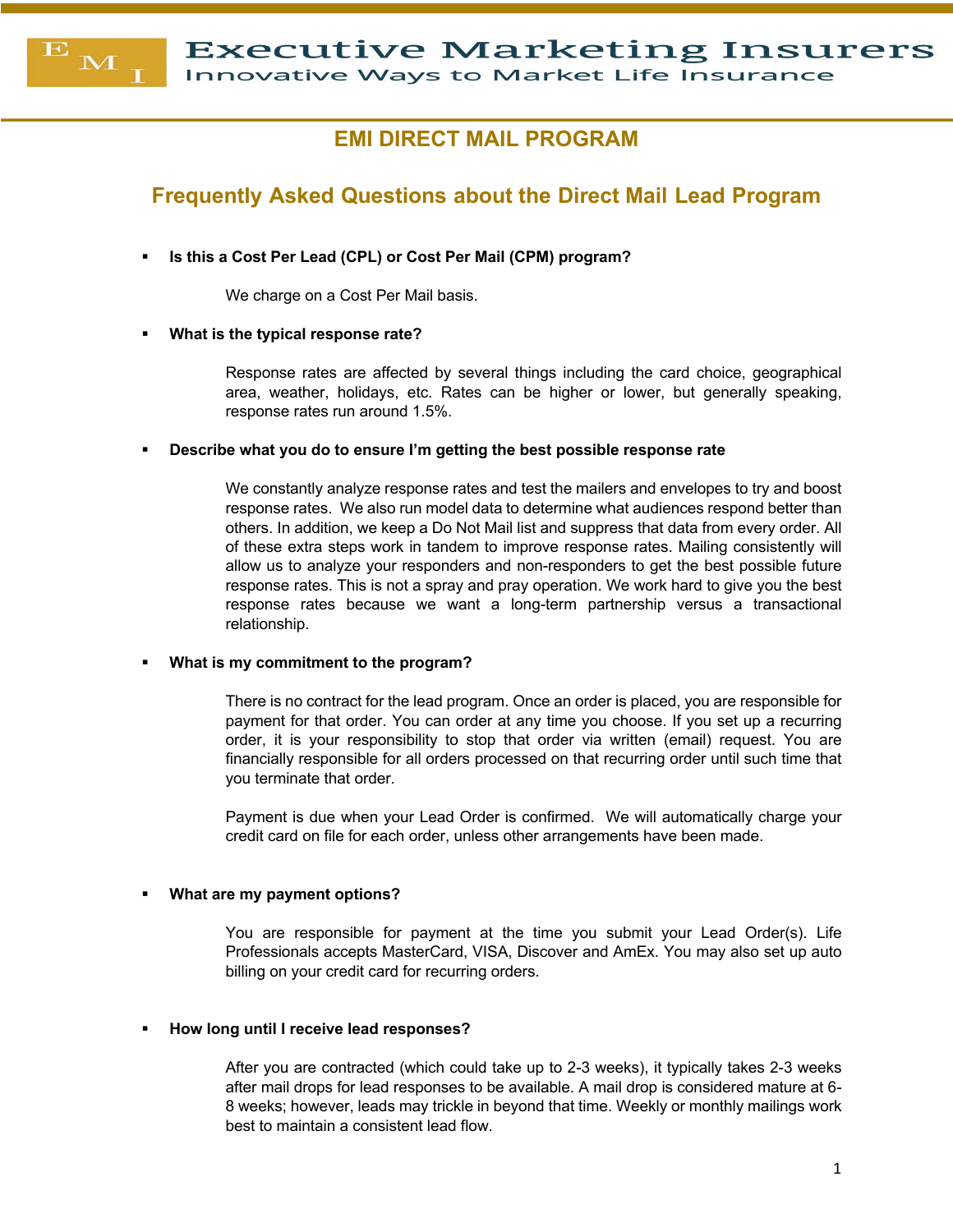# Executive Marketing Insurers

Innovative Ways to Market Life Insurance

## EMI DIRECT MAIL PROGRAM

## Frequently Asked Questions about the Direct Mail Lead Program

- **Is this a Cost Per Lead (CPL) or Cost Per Mail (CPM) program?**

  We charge on a Cost Per Mail basis.

- **What is the typical response rate?**

  Response rates are affected by several things including the card choice, geographical area, weather, holidays, etc. Rates can be higher or lower, but generally speaking, response rates run around 1.5%.

- **Describe what you do to ensure I'm getting the best possible response rate**

  We constantly analyze response rates and test the mailers and envelopes to try and boost response rates. We also run model data to determine what audiences respond better than others. In addition, we keep a Do Not Mail list and suppress that data from every order. All of these extra steps work in tandem to improve response rates. Mailing consistently will allow us to analyze your responders and non-responders to get the best possible future response rates. This is not a spray and pray operation. We work hard to give you the best response rates because we want a long-term partnership versus a transactional relationship.

- **What is my commitment to the program?**

  There is no contract for the lead program. Once an order is placed, you are responsible for payment for that order. You can order at any time you choose. If you set up a recurring order, it is your responsibility to stop that order via written (email) request. You are financially responsible for all orders processed on that recurring order until such time that you terminate that order.

  Payment is due when your Lead Order is confirmed. We will automatically charge your credit card on file for each order, unless other arrangements have been made.

- **What are my payment options?**

  You are responsible for payment at the time you submit your Lead Order(s). Life Professionals accepts MasterCard, VISA, Discover and AmEx. You may also set up auto billing on your credit card for recurring orders.

- **How long until I receive lead responses?**

  After you are contracted (which could take up to 2-3 weeks), it typically takes 2-3 weeks after mail drops for lead responses to be available. A mail drop is considered mature at 6-8 weeks; however, leads may trickle in beyond that time. Weekly or monthly mailings work best to maintain a consistent lead flow.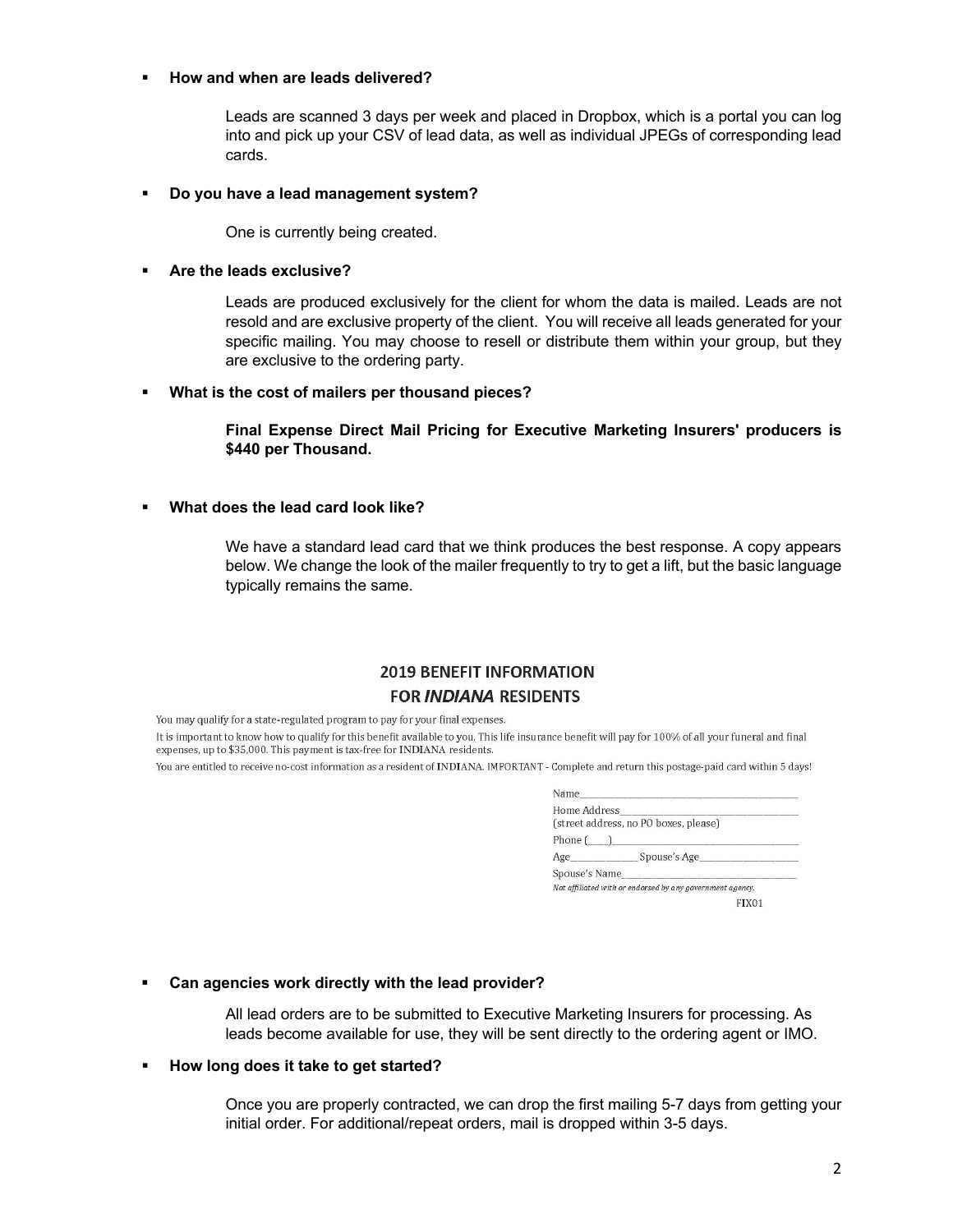- **How and when are leads delivered?**

  Leads are scanned 3 days per week and placed in Dropbox, which is a portal you can log into and pick up your CSV of lead data, as well as individual JPEGs of corresponding lead cards.

- **Do you have a lead management system?**

  One is currently being created.

- **Are the leads exclusive?**

  Leads are produced exclusively for the client for whom the data is mailed. Leads are not resold and are exclusive property of the client. You will receive all leads generated for your specific mailing. You may choose to resell or distribute them within your group, but they are exclusive to the ordering party.

- **What is the cost of mailers per thousand pieces?**

  **Final Expense Direct Mail Pricing for Executive Marketing Insurers' producers is $440 per Thousand.**

- **What does the lead card look like?**

  We have a standard lead card that we think produces the best response. A copy appears below. We change the look of the mailer frequently to try to get a lift, but the basic language typically remains the same.

## 2019 BENEFIT INFORMATION FOR *INDIANA* RESIDENTS

You may qualify for a state-regulated program to pay for your final expenses.

It is important to know how to qualify for this benefit available to you. This life insurance benefit will pay for 100% of all your funeral and final expenses, up to $35,000. This payment is tax-free for INDIANA residents.

You are entitled to receive no-cost information as a resident of INDIANA. IMPORTANT - Complete and return this postage-paid card within 5 days!

Name\_\_\_\_\_\_\_\_\_\_\_\_\_\_\_\_\_\_\_\_\_\_\_\_\_\_\_\_\_\_\_\_\_\_\_\_

Home Address\_\_\_\_\_\_\_\_\_\_\_\_\_\_\_\_\_\_\_\_\_\_\_\_\_\_\_\_\_\_
(street address, no PO boxes, please)

Phone (\_\_\_\_)\_\_\_\_\_\_\_\_\_\_\_\_\_\_\_\_\_\_\_\_\_\_\_\_\_\_\_\_\_\_

Age\_\_\_\_\_\_\_\_\_\_\_\_ Spouse's Age\_\_\_\_\_\_\_\_\_\_\_\_\_\_\_\_

Spouse's Name\_\_\_\_\_\_\_\_\_\_\_\_\_\_\_\_\_\_\_\_\_\_\_\_\_\_\_\_\_

*Not affiliated with or endorsed by any government agency.*

FIX01

- **Can agencies work directly with the lead provider?**

  All lead orders are to be submitted to Executive Marketing Insurers for processing. As leads become available for use, they will be sent directly to the ordering agent or IMO.

- **How long does it take to get started?**

  Once you are properly contracted, we can drop the first mailing 5-7 days from getting your initial order. For additional/repeat orders, mail is dropped within 3-5 days.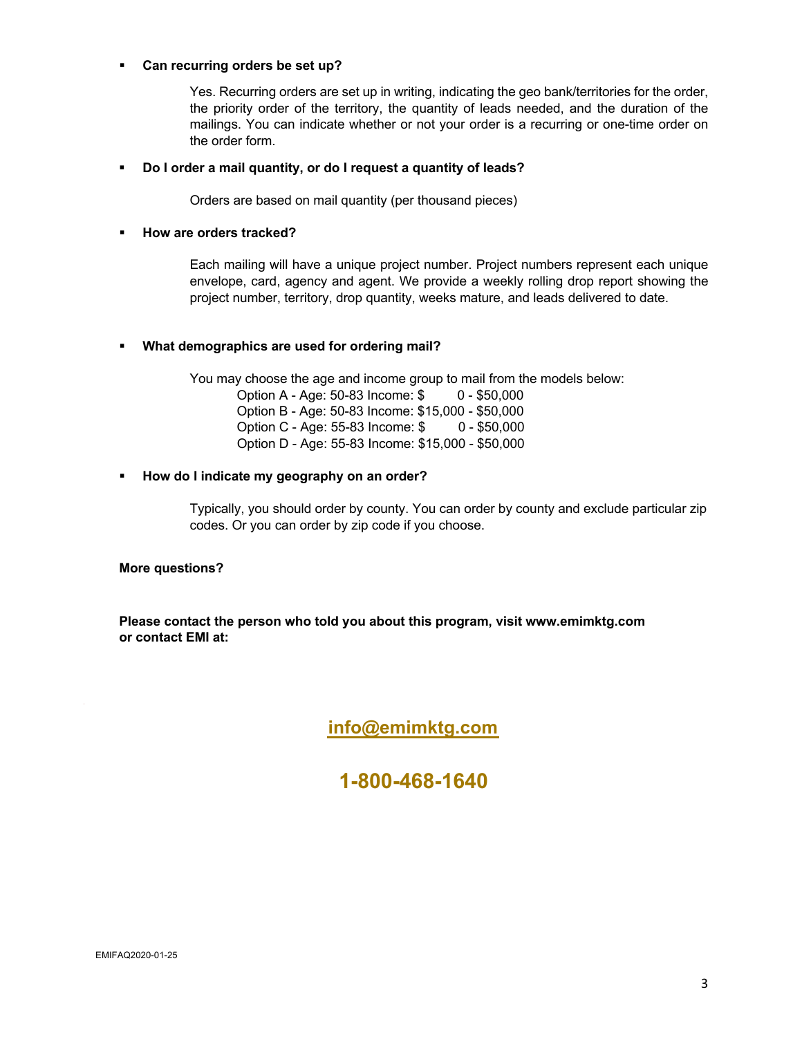- **Can recurring orders be set up?**

  Yes. Recurring orders are set up in writing, indicating the geo bank/territories for the order, the priority order of the territory, the quantity of leads needed, and the duration of the mailings. You can indicate whether or not your order is a recurring or one-time order on the order form.

- **Do I order a mail quantity, or do I request a quantity of leads?**

  Orders are based on mail quantity (per thousand pieces)

- **How are orders tracked?**

  Each mailing will have a unique project number. Project numbers represent each unique envelope, card, agency and agent. We provide a weekly rolling drop report showing the project number, territory, drop quantity, weeks mature, and leads delivered to date.

- **What demographics are used for ordering mail?**

  You may choose the age and income group to mail from the models below:

  Option A - Age: 50-83 Income: $ 0 - $50,000
  Option B - Age: 50-83 Income: $15,000 - $50,000
  Option C - Age: 55-83 Income: $ 0 - $50,000
  Option D - Age: 55-83 Income: $15,000 - $50,000

- **How do I indicate my geography on an order?**

  Typically, you should order by county. You can order by county and exclude particular zip codes. Or you can order by zip code if you choose.

**More questions?**

**Please contact the person who told you about this program, visit www.emimktg.com or contact EMI at:**

**info@emimktg.com**

**1-800-468-1640**

EMIFAQ2020-01-25